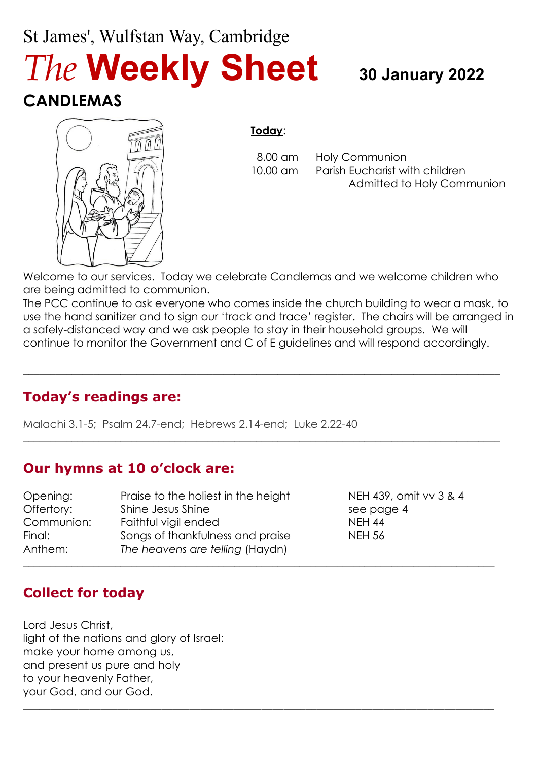St James', Wulfstan Way, Cambridge

# *The* **Weekly Sheet**

**30 January 2022**

## CANDLEMAS

**Today**:

| | |
|---|---|
| 8.00 am | Holy Communion |
| 10.00 am | Parish Eucharist with children Admitted to Holy Communion |

Welcome to our services. Today we celebrate Candlemas and we welcome children who are being admitted to communion.

The PCC continue to ask everyone who comes inside the church building to wear a mask, to use the hand sanitizer and to sign our 'track and trace' register. The chairs will be arranged in a safely-distanced way and we ask people to stay in their household groups. We will continue to monitor the Government and C of E guidelines and will respond accordingly.

---

## Today's readings are:

Malachi 3.1-5; Psalm 24.7-end; Hebrews 2.14-end; Luke 2.22-40

---

## Our hymns at 10 o'clock are:

| | | |
|---|---|---|
| Opening: | Praise to the holiest in the height | NEH 439, omit vv 3 & 4 |
| Offertory: | Shine Jesus Shine | see page 4 |
| Communion: | Faithful vigil ended | NEH 44 |
| Final: | Songs of thankfulness and praise | NEH 56 |
| Anthem: | *The heavens are telling* (Haydn) | |

---

## Collect for today

Lord Jesus Christ,  
light of the nations and glory of Israel:  
make your home among us,  
and present us pure and holy  
to your heavenly Father,  
your God, and our God.

---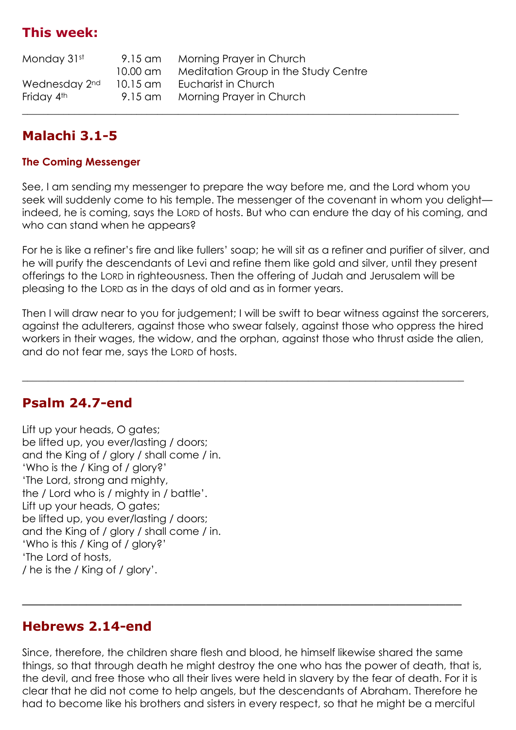## This week:

| | | |
|---|---|---|
| Monday 31st | 9.15 am | Morning Prayer in Church |
| | 10.00 am | Meditation Group in the Study Centre |
| Wednesday 2nd | 10.15 am | Eucharist in Church |
| Friday 4th | 9.15 am | Morning Prayer in Church |

---

## Malachi 3.1-5

### The Coming Messenger

See, I am sending my messenger to prepare the way before me, and the Lord whom you seek will suddenly come to his temple. The messenger of the covenant in whom you delight—indeed, he is coming, says the LORD of hosts. But who can endure the day of his coming, and who can stand when he appears?

For he is like a refiner's fire and like fullers' soap; he will sit as a refiner and purifier of silver, and he will purify the descendants of Levi and refine them like gold and silver, until they present offerings to the LORD in righteousness. Then the offering of Judah and Jerusalem will be pleasing to the LORD as in the days of old and as in former years.

Then I will draw near to you for judgement; I will be swift to bear witness against the sorcerers, against the adulterers, against those who swear falsely, against those who oppress the hired workers in their wages, the widow, and the orphan, against those who thrust aside the alien, and do not fear me, says the LORD of hosts.

---

## Psalm 24.7-end

Lift up your heads, O gates;
be lifted up, you ever/lasting / doors;
and the King of / glory / shall come / in.
'Who is the / King of / glory?'
'The Lord, strong and mighty,
the / Lord who is / mighty in / battle'.
Lift up your heads, O gates;
be lifted up, you ever/lasting / doors;
and the King of / glory / shall come / in.
'Who is this / King of / glory?'
'The Lord of hosts,
/ he is the / King of / glory'.

---

## Hebrews 2.14-end

Since, therefore, the children share flesh and blood, he himself likewise shared the same things, so that through death he might destroy the one who has the power of death, that is, the devil, and free those who all their lives were held in slavery by the fear of death. For it is clear that he did not come to help angels, but the descendants of Abraham. Therefore he had to become like his brothers and sisters in every respect, so that he might be a merciful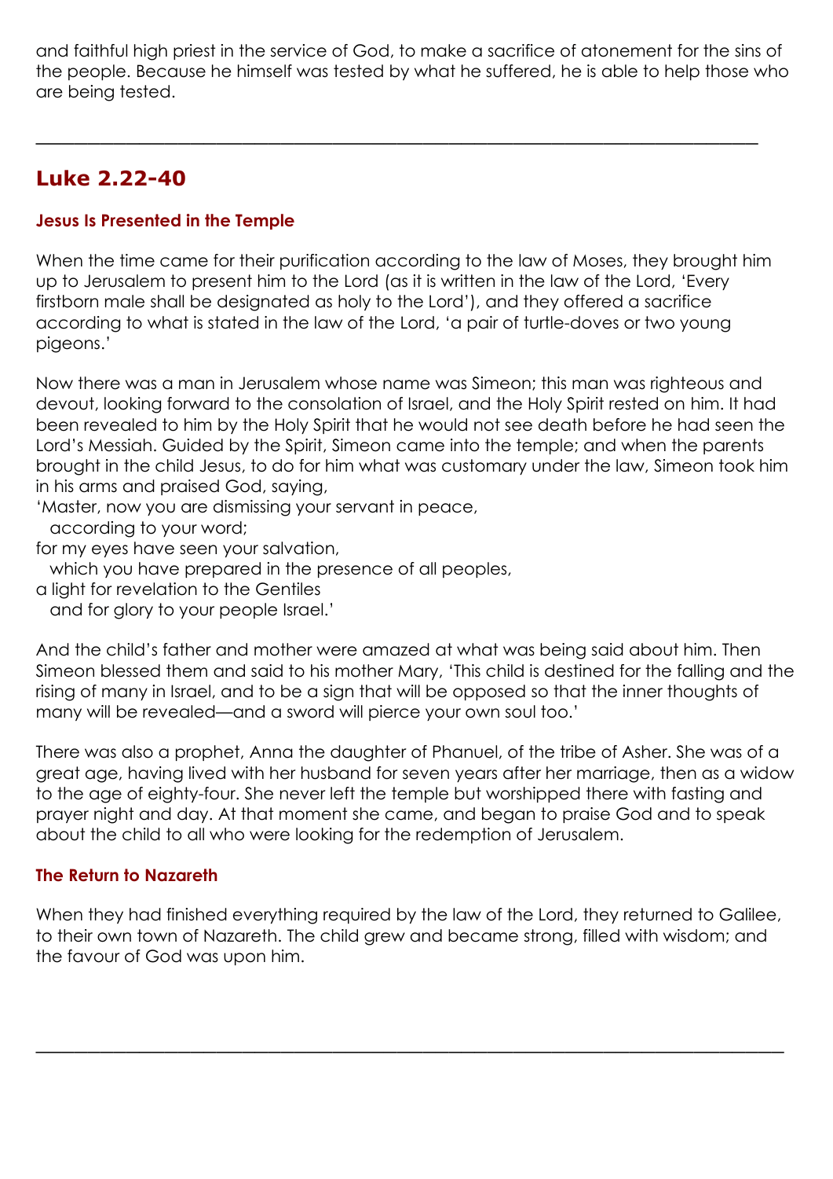and faithful high priest in the service of God, to make a sacrifice of atonement for the sins of the people. Because he himself was tested by what he suffered, he is able to help those who are being tested.

---

## Luke 2.22-40

### Jesus Is Presented in the Temple

When the time came for their purification according to the law of Moses, they brought him up to Jerusalem to present him to the Lord (as it is written in the law of the Lord, 'Every firstborn male shall be designated as holy to the Lord'), and they offered a sacrifice according to what is stated in the law of the Lord, 'a pair of turtle-doves or two young pigeons.'

Now there was a man in Jerusalem whose name was Simeon; this man was righteous and devout, looking forward to the consolation of Israel, and the Holy Spirit rested on him. It had been revealed to him by the Holy Spirit that he would not see death before he had seen the Lord's Messiah. Guided by the Spirit, Simeon came into the temple; and when the parents brought in the child Jesus, to do for him what was customary under the law, Simeon took him in his arms and praised God, saying,

'Master, now you are dismissing your servant in peace,
  according to your word;
for my eyes have seen your salvation,
  which you have prepared in the presence of all peoples,
a light for revelation to the Gentiles
  and for glory to your people Israel.'

And the child's father and mother were amazed at what was being said about him. Then Simeon blessed them and said to his mother Mary, 'This child is destined for the falling and the rising of many in Israel, and to be a sign that will be opposed so that the inner thoughts of many will be revealed—and a sword will pierce your own soul too.'

There was also a prophet, Anna the daughter of Phanuel, of the tribe of Asher. She was of a great age, having lived with her husband for seven years after her marriage, then as a widow to the age of eighty-four. She never left the temple but worshipped there with fasting and prayer night and day. At that moment she came, and began to praise God and to speak about the child to all who were looking for the redemption of Jerusalem.

### The Return to Nazareth

When they had finished everything required by the law of the Lord, they returned to Galilee, to their own town of Nazareth. The child grew and became strong, filled with wisdom; and the favour of God was upon him.

---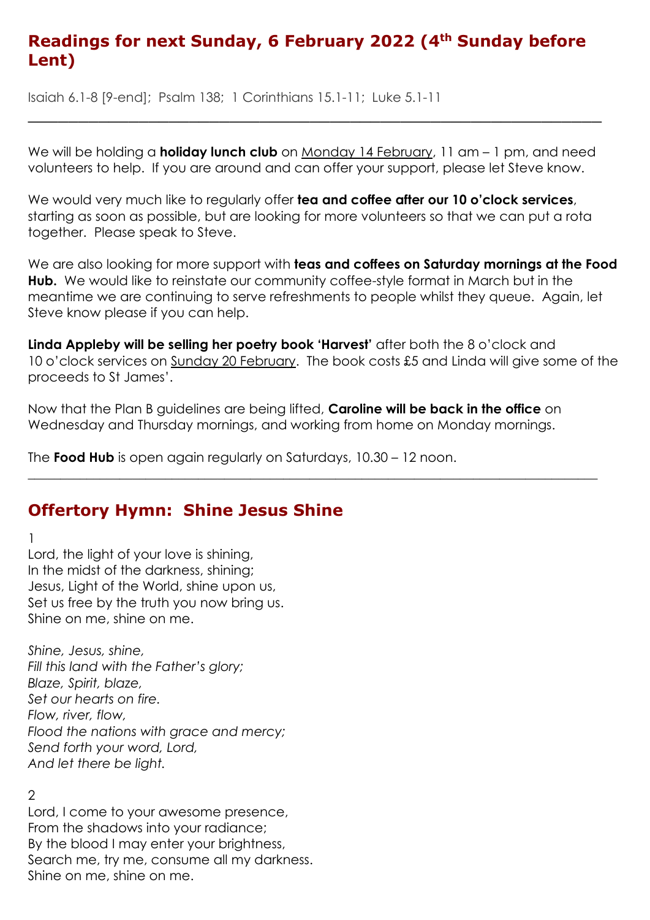## Readings for next Sunday, 6 February 2022 (4th Sunday before Lent)

Isaiah 6.1-8 [9-end]; Psalm 138; 1 Corinthians 15.1-11; Luke 5.1-11

---

We will be holding a **holiday lunch club** on Monday 14 February, 11 am – 1 pm, and need volunteers to help. If you are around and can offer your support, please let Steve know.

We would very much like to regularly offer **tea and coffee after our 10 o'clock services**, starting as soon as possible, but are looking for more volunteers so that we can put a rota together. Please speak to Steve.

We are also looking for more support with **teas and coffees on Saturday mornings at the Food Hub.** We would like to reinstate our community coffee-style format in March but in the meantime we are continuing to serve refreshments to people whilst they queue. Again, let Steve know please if you can help.

**Linda Appleby will be selling her poetry book 'Harvest'** after both the 8 o'clock and 10 o'clock services on Sunday 20 February. The book costs £5 and Linda will give some of the proceeds to St James'.

Now that the Plan B guidelines are being lifted, **Caroline will be back in the office** on Wednesday and Thursday mornings, and working from home on Monday mornings.

The **Food Hub** is open again regularly on Saturdays, 10.30 – 12 noon.

---

## Offertory Hymn: Shine Jesus Shine

1
Lord, the light of your love is shining,
In the midst of the darkness, shining;
Jesus, Light of the World, shine upon us,
Set us free by the truth you now bring us.
Shine on me, shine on me.

*Shine, Jesus, shine,*
*Fill this land with the Father's glory;*
*Blaze, Spirit, blaze,*
*Set our hearts on fire.*
*Flow, river, flow,*
*Flood the nations with grace and mercy;*
*Send forth your word, Lord,*
*And let there be light.*

2
Lord, I come to your awesome presence,
From the shadows into your radiance;
By the blood I may enter your brightness,
Search me, try me, consume all my darkness.
Shine on me, shine on me.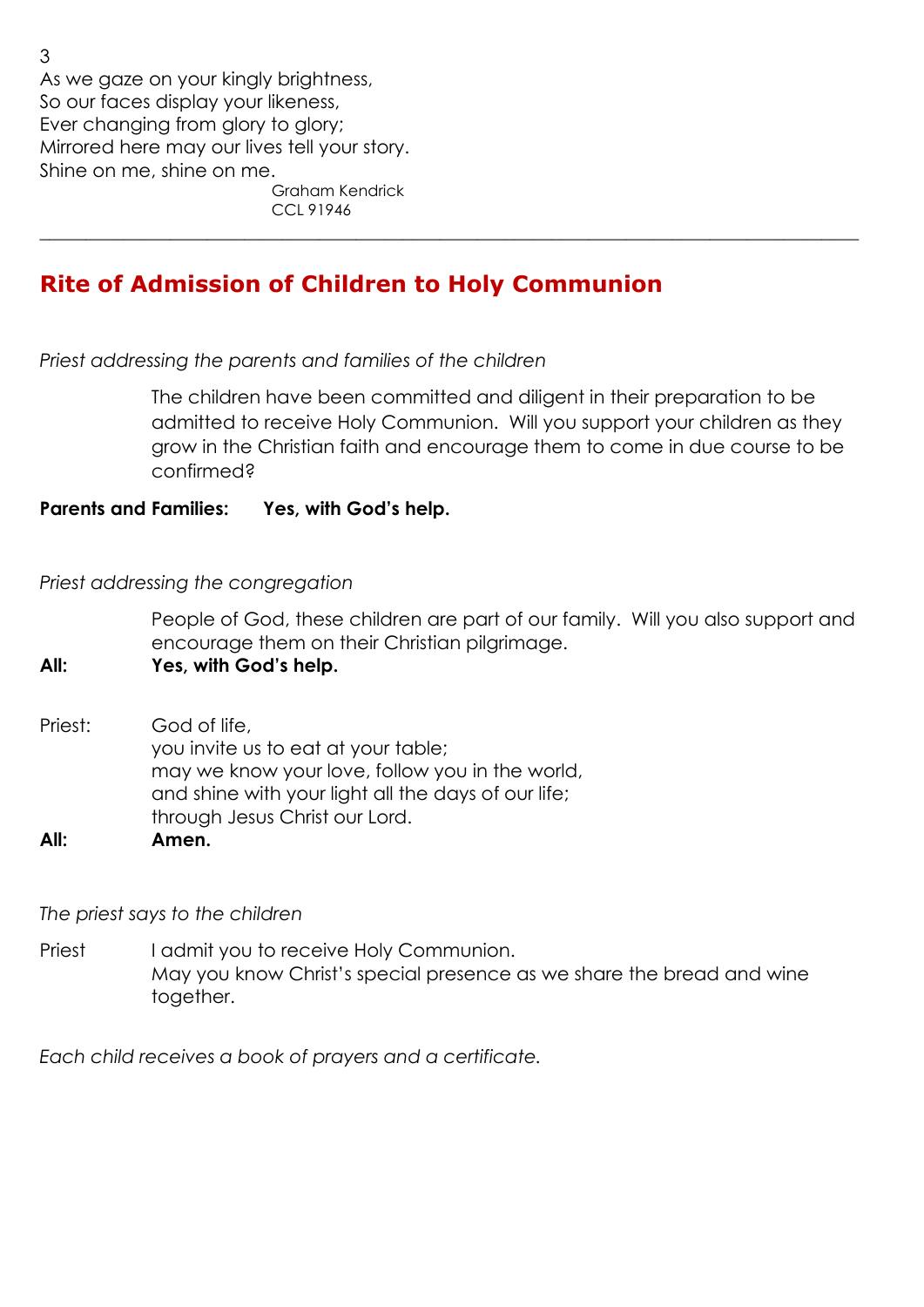3
As we gaze on your kingly brightness,
So our faces display your likeness,
Ever changing from glory to glory;
Mirrored here may our lives tell your story.
Shine on me, shine on me.

Graham Kendrick
CCL 91946

---

## Rite of Admission of Children to Holy Communion

*Priest addressing the parents and families of the children*

The children have been committed and diligent in their preparation to be admitted to receive Holy Communion. Will you support your children as they grow in the Christian faith and encourage them to come in due course to be confirmed?

**Parents and Families: Yes, with God's help.**

*Priest addressing the congregation*

People of God, these children are part of our family. Will you also support and encourage them on their Christian pilgrimage.

**All: Yes, with God's help.**

Priest: God of life,
you invite us to eat at your table;
may we know your love, follow you in the world,
and shine with your light all the days of our life;
through Jesus Christ our Lord.

**All: Amen.**

*The priest says to the children*

Priest I admit you to receive Holy Communion.
May you know Christ's special presence as we share the bread and wine together.

*Each child receives a book of prayers and a certificate.*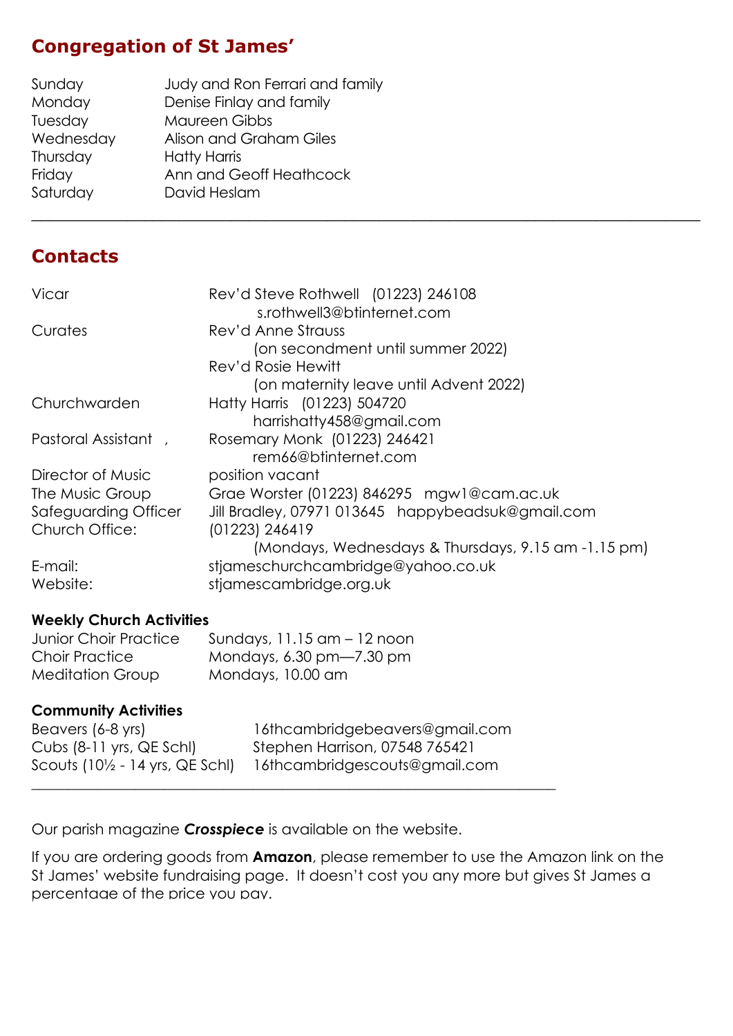## Congregation of St James'

| | |
|---|---|
| Sunday | Judy and Ron Ferrari and family |
| Monday | Denise Finlay and family |
| Tuesday | Maureen Gibbs |
| Wednesday | Alison and Graham Giles |
| Thursday | Hatty Harris |
| Friday | Ann and Geoff Heathcock |
| Saturday | David Heslam |

---

## Contacts

| | |
|---|---|
| Vicar | Rev'd Steve Rothwell (01223) 246108<br>s.rothwell3@btinternet.com |
| Curates | Rev'd Anne Strauss<br>(on secondment until summer 2022)<br>Rev'd Rosie Hewitt<br>(on maternity leave until Advent 2022) |
| Churchwarden | Hatty Harris (01223) 504720<br>harrishatty458@gmail.com |
| Pastoral Assistant , | Rosemary Monk (01223) 246421<br>rem66@btinternet.com |
| Director of Music | position vacant |
| The Music Group | Grae Worster (01223) 846295 mgw1@cam.ac.uk |
| Safeguarding Officer | Jill Bradley, 07971 013645 happybeadsuk@gmail.com |
| Church Office: | (01223) 246419<br>(Mondays, Wednesdays & Thursdays, 9.15 am -1.15 pm) |
| E-mail: | stjameschurchcambridge@yahoo.co.uk |
| Website: | stjamescambridge.org.uk |

### Weekly Church Activities

| | |
|---|---|
| Junior Choir Practice | Sundays, 11.15 am – 12 noon |
| Choir Practice | Mondays, 6.30 pm—7.30 pm |
| Meditation Group | Mondays, 10.00 am |

### Community Activities

| | |
|---|---|
| Beavers (6-8 yrs) | 16thcambridgebeavers@gmail.com |
| Cubs (8-11 yrs, QE Schl) | Stephen Harrison, 07548 765421 |
| Scouts (10½ - 14 yrs, QE Schl) | 16thcambridgescouts@gmail.com |

---

Our parish magazine ***Crosspiece*** is available on the website.

If you are ordering goods from **Amazon**, please remember to use the Amazon link on the St James' website fundraising page. It doesn't cost you any more but gives St James a percentage of the price you pay.